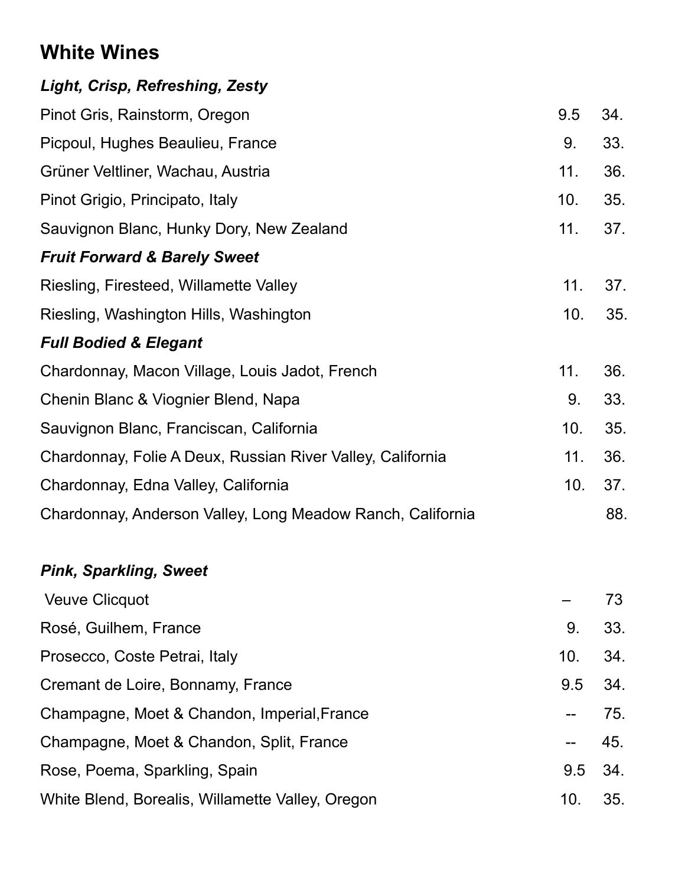# White Wines

| | | |
|---|---|---|
| ***Light, Crisp, Refreshing, Zesty*** | | |
| Pinot Gris, Rainstorm, Oregon | 9.5 | 34. |
| Picpoul, Hughes Beaulieu, France | 9. | 33. |
| Grüner Veltliner, Wachau, Austria | 11. | 36. |
| Pinot Grigio, Principato, Italy | 10. | 35. |
| Sauvignon Blanc, Hunky Dory, New Zealand | 11. | 37. |
| ***Fruit Forward & Barely Sweet*** | | |
| Riesling, Firesteed, Willamette Valley | 11. | 37. |
| Riesling, Washington Hills, Washington | 10. | 35. |
| ***Full Bodied & Elegant*** | | |
| Chardonnay, Macon Village, Louis Jadot, French | 11. | 36. |
| Chenin Blanc & Viognier Blend, Napa | 9. | 33. |
| Sauvignon Blanc, Franciscan, California | 10. | 35. |
| Chardonnay, Folie A Deux, Russian River Valley, California | 11. | 36. |
| Chardonnay, Edna Valley, California | 10. | 37. |
| Chardonnay, Anderson Valley, Long Meadow Ranch, California | | 88. |

| | | |
|---|---|---|
| ***Pink, Sparkling, Sweet*** | | |
| Veuve Clicquot | – | 73 |
| Rosé, Guilhem, France | 9. | 33. |
| Prosecco, Coste Petrai, Italy | 10. | 34. |
| Cremant de Loire, Bonnamy, France | 9.5 | 34. |
| Champagne, Moet & Chandon, Imperial,France | -- | 75. |
| Champagne, Moet & Chandon, Split, France | -- | 45. |
| Rose, Poema, Sparkling, Spain | 9.5 | 34. |
| White Blend, Borealis, Willamette Valley, Oregon | 10. | 35. |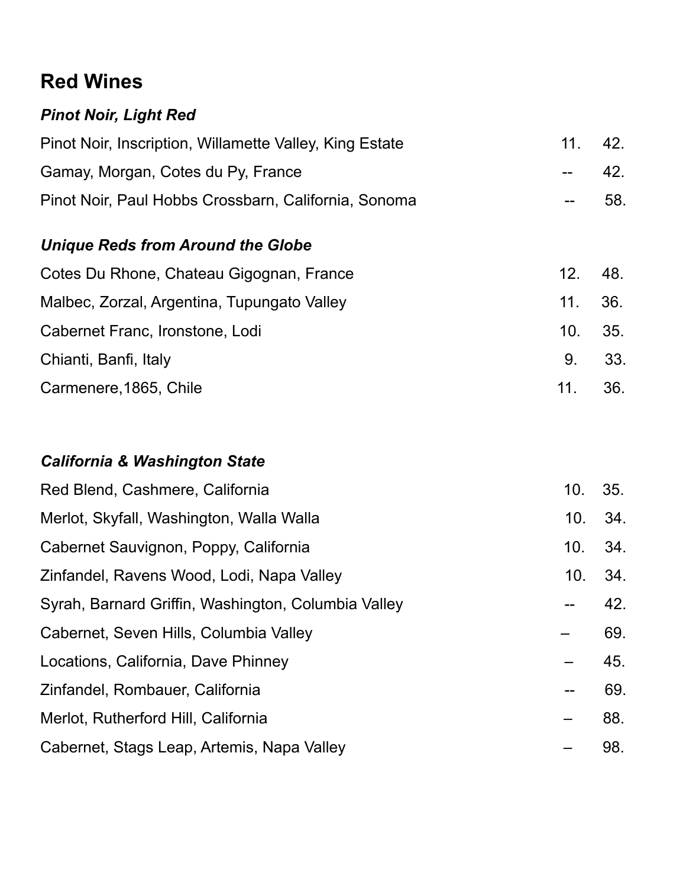# Red Wines

### *Pinot Noir, Light Red*

| | | |
|---|---|---|
| Pinot Noir, Inscription, Willamette Valley, King Estate | 11. | 42. |
| Gamay, Morgan, Cotes du Py, France | -- | 42. |
| Pinot Noir, Paul Hobbs Crossbarn, California, Sonoma | -- | 58. |

### *Unique Reds from Around the Globe*

| | | |
|---|---|---|
| Cotes Du Rhone, Chateau Gigognan, France | 12. | 48. |
| Malbec, Zorzal, Argentina, Tupungato Valley | 11. | 36. |
| Cabernet Franc, Ironstone, Lodi | 10. | 35. |
| Chianti, Banfi, Italy | 9. | 33. |
| Carmenere,1865, Chile | 11. | 36. |

### *California & Washington State*

| | | |
|---|---|---|
| Red Blend, Cashmere, California | 10. | 35. |
| Merlot, Skyfall, Washington, Walla Walla | 10. | 34. |
| Cabernet Sauvignon, Poppy, California | 10. | 34. |
| Zinfandel, Ravens Wood, Lodi, Napa Valley | 10. | 34. |
| Syrah, Barnard Griffin, Washington, Columbia Valley | -- | 42. |
| Cabernet, Seven Hills, Columbia Valley | – | 69. |
| Locations, California, Dave Phinney | – | 45. |
| Zinfandel, Rombauer, California | -- | 69. |
| Merlot, Rutherford Hill, California | – | 88. |
| Cabernet, Stags Leap, Artemis, Napa Valley | – | 98. |